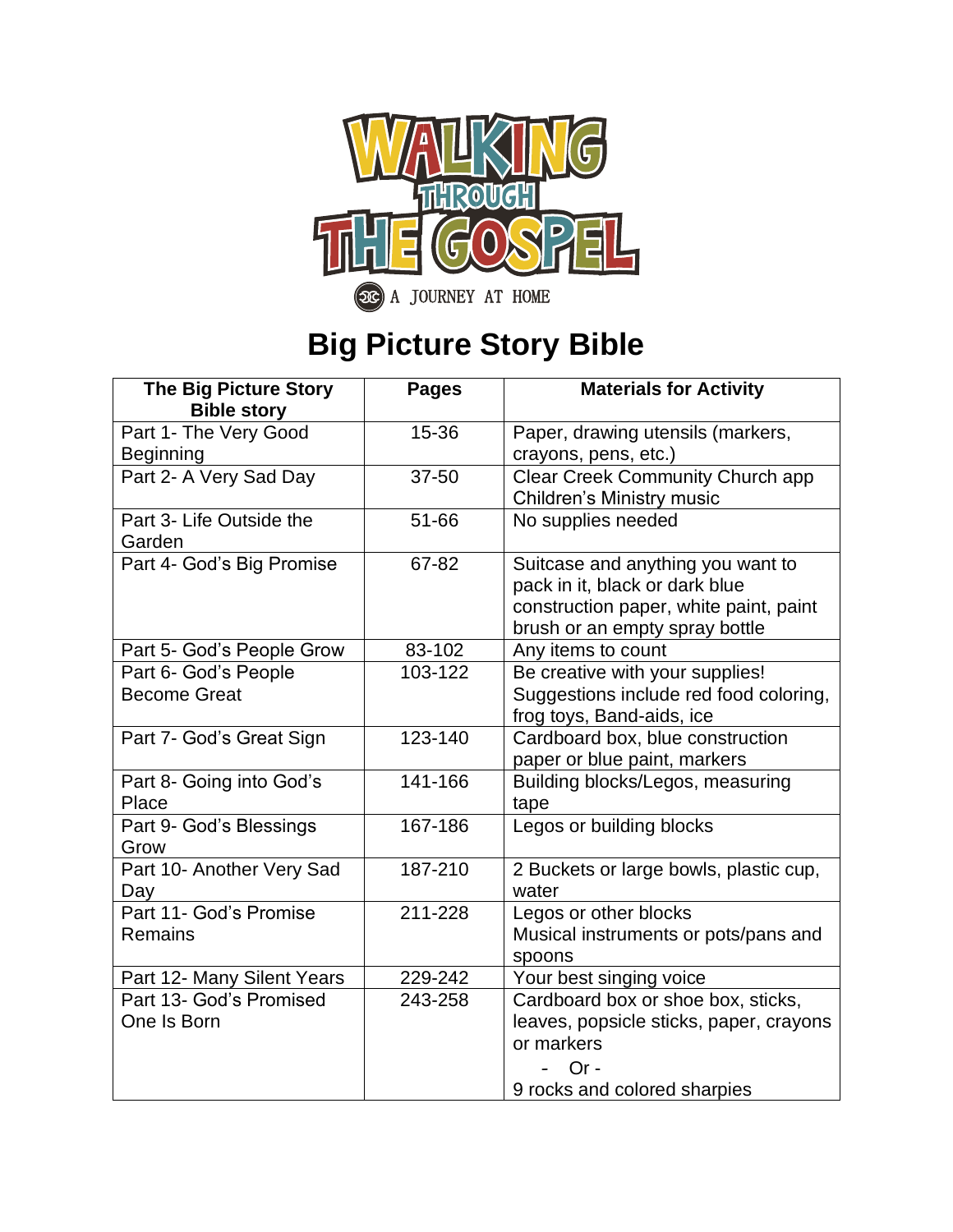# Big Picture Story Bible

| The Big Picture Story Bible story | Pages | Materials for Activity |
|---|---|---|
| Part 1- The Very Good Beginning | 15-36 | Paper, drawing utensils (markers, crayons, pens, etc.) |
| Part 2- A Very Sad Day | 37-50 | Clear Creek Community Church app Children's Ministry music |
| Part 3- Life Outside the Garden | 51-66 | No supplies needed |
| Part 4- God's Big Promise | 67-82 | Suitcase and anything you want to pack in it, black or dark blue construction paper, white paint, paint brush or an empty spray bottle |
| Part 5- God's People Grow | 83-102 | Any items to count |
| Part 6- God's People Become Great | 103-122 | Be creative with your supplies! Suggestions include red food coloring, frog toys, Band-aids, ice |
| Part 7- God's Great Sign | 123-140 | Cardboard box, blue construction paper or blue paint, markers |
| Part 8- Going into God's Place | 141-166 | Building blocks/Legos, measuring tape |
| Part 9- God's Blessings Grow | 167-186 | Legos or building blocks |
| Part 10- Another Very Sad Day | 187-210 | 2 Buckets or large bowls, plastic cup, water |
| Part 11- God's Promise Remains | 211-228 | Legos or other blocks<br>Musical instruments or pots/pans and spoons |
| Part 12- Many Silent Years | 229-242 | Your best singing voice |
| Part 13- God's Promised One Is Born | 243-258 | Cardboard box or shoe box, sticks, leaves, popsicle sticks, paper, crayons or markers<br>- Or -<br>9 rocks and colored sharpies |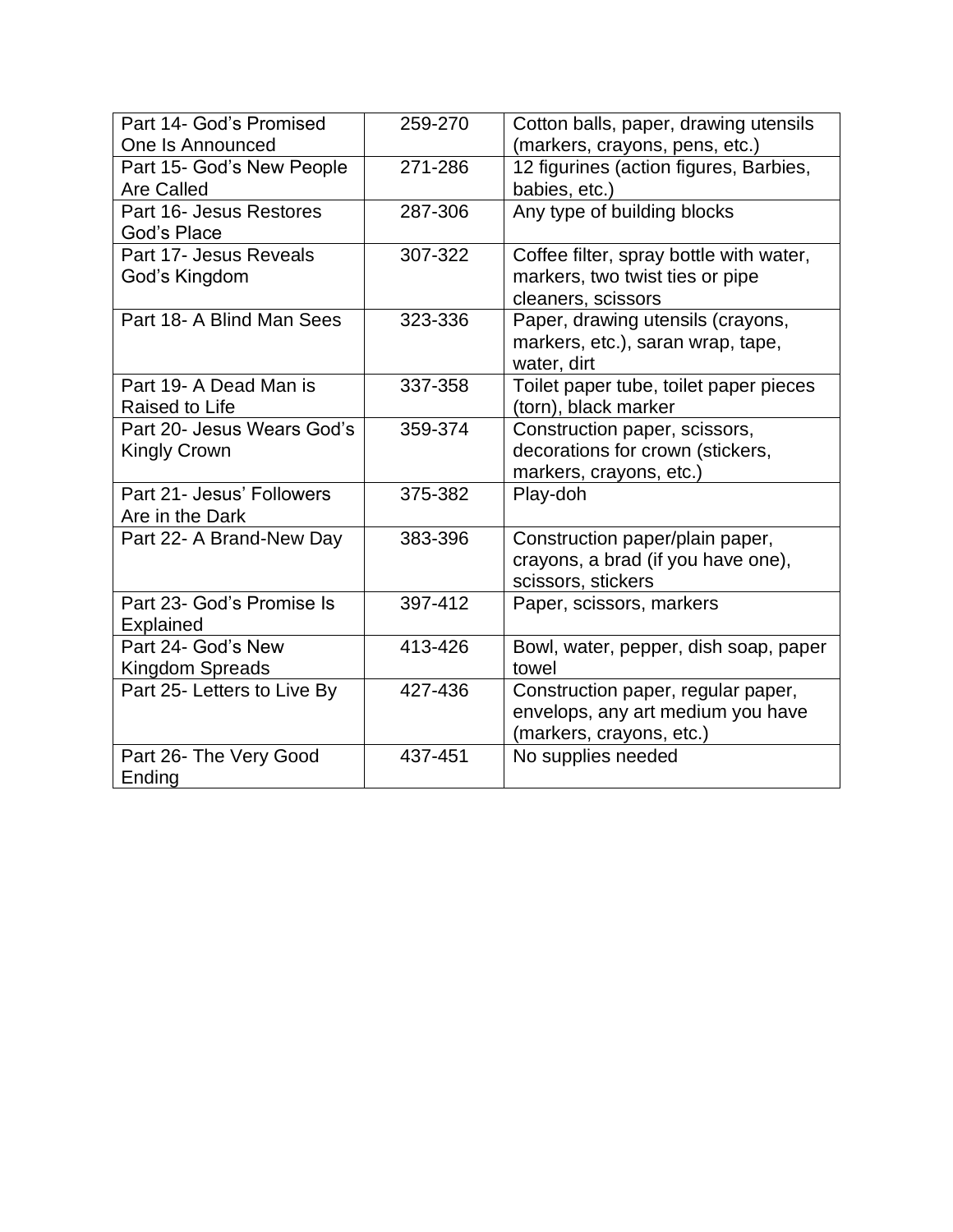| | | |
|---|---|---|
| Part 14- God's Promised One Is Announced | 259-270 | Cotton balls, paper, drawing utensils (markers, crayons, pens, etc.) |
| Part 15- God's New People Are Called | 271-286 | 12 figurines (action figures, Barbies, babies, etc.) |
| Part 16- Jesus Restores God's Place | 287-306 | Any type of building blocks |
| Part 17- Jesus Reveals God's Kingdom | 307-322 | Coffee filter, spray bottle with water, markers, two twist ties or pipe cleaners, scissors |
| Part 18- A Blind Man Sees | 323-336 | Paper, drawing utensils (crayons, markers, etc.), saran wrap, tape, water, dirt |
| Part 19- A Dead Man is Raised to Life | 337-358 | Toilet paper tube, toilet paper pieces (torn), black marker |
| Part 20- Jesus Wears God's Kingly Crown | 359-374 | Construction paper, scissors, decorations for crown (stickers, markers, crayons, etc.) |
| Part 21- Jesus' Followers Are in the Dark | 375-382 | Play-doh |
| Part 22- A Brand-New Day | 383-396 | Construction paper/plain paper, crayons, a brad (if you have one), scissors, stickers |
| Part 23- God's Promise Is Explained | 397-412 | Paper, scissors, markers |
| Part 24- God's New Kingdom Spreads | 413-426 | Bowl, water, pepper, dish soap, paper towel |
| Part 25- Letters to Live By | 427-436 | Construction paper, regular paper, envelops, any art medium you have (markers, crayons, etc.) |
| Part 26- The Very Good Ending | 437-451 | No supplies needed |